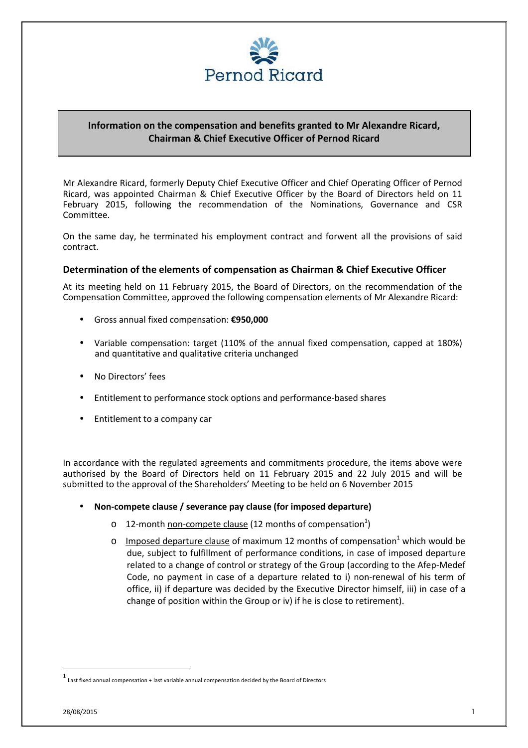**Information on the compensation and benefits granted to Mr Alexandre Ricard, Chairman & Chief Executive Officer of Pernod Ricard**

Mr Alexandre Ricard, formerly Deputy Chief Executive Officer and Chief Operating Officer of Pernod Ricard, was appointed Chairman & Chief Executive Officer by the Board of Directors held on 11 February 2015, following the recommendation of the Nominations, Governance and CSR Committee.

On the same day, he terminated his employment contract and forwent all the provisions of said contract.

### Determination of the elements of compensation as Chairman & Chief Executive Officer

At its meeting held on 11 February 2015, the Board of Directors, on the recommendation of the Compensation Committee, approved the following compensation elements of Mr Alexandre Ricard:

- Gross annual fixed compensation: **€950,000**
- Variable compensation: target (110% of the annual fixed compensation, capped at 180%) and quantitative and qualitative criteria unchanged
- No Directors' fees
- Entitlement to performance stock options and performance-based shares
- Entitlement to a company car

In accordance with the regulated agreements and commitments procedure, the items above were authorised by the Board of Directors held on 11 February 2015 and 22 July 2015 and will be submitted to the approval of the Shareholders' Meeting to be held on 6 November 2015

- **Non-compete clause / severance pay clause (for imposed departure)**
  - 12-month <u>non-compete clause</u> (12 months of compensation[1])
  - <u>Imposed departure clause</u> of maximum 12 months of compensation[1] which would be due, subject to fulfillment of performance conditions, in case of imposed departure related to a change of control or strategy of the Group (according to the Afep-Medef Code, no payment in case of a departure related to i) non-renewal of his term of office, ii) if departure was decided by the Executive Director himself, iii) in case of a change of position within the Group or iv) if he is close to retirement).

[1] Last fixed annual compensation + last variable annual compensation decided by the Board of Directors

28/08/2015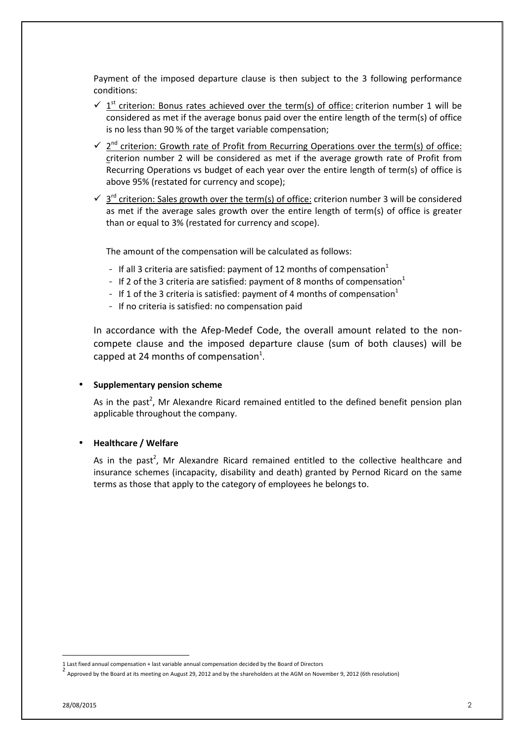Payment of the imposed departure clause is then subject to the 3 following performance conditions:

- ✓ 1st criterion: Bonus rates achieved over the term(s) of office: criterion number 1 will be considered as met if the average bonus paid over the entire length of the term(s) of office is no less than 90 % of the target variable compensation;
- ✓ 2nd criterion: Growth rate of Profit from Recurring Operations over the term(s) of office: criterion number 2 will be considered as met if the average growth rate of Profit from Recurring Operations vs budget of each year over the entire length of term(s) of office is above 95% (restated for currency and scope);
- ✓ 3rd criterion: Sales growth over the term(s) of office: criterion number 3 will be considered as met if the average sales growth over the entire length of term(s) of office is greater than or equal to 3% (restated for currency and scope).

The amount of the compensation will be calculated as follows:

- If all 3 criteria are satisfied: payment of 12 months of compensation[1]
- If 2 of the 3 criteria are satisfied: payment of 8 months of compensation[1]
- If 1 of the 3 criteria is satisfied: payment of 4 months of compensation[1]
- If no criteria is satisfied: no compensation paid

In accordance with the Afep-Medef Code, the overall amount related to the non-compete clause and the imposed departure clause (sum of both clauses) will be capped at 24 months of compensation[1].

- **Supplementary pension scheme**

  As in the past[2], Mr Alexandre Ricard remained entitled to the defined benefit pension plan applicable throughout the company.

- **Healthcare / Welfare**

  As in the past[2], Mr Alexandre Ricard remained entitled to the collective healthcare and insurance schemes (incapacity, disability and death) granted by Pernod Ricard on the same terms as those that apply to the category of employees he belongs to.

---

1 Last fixed annual compensation + last variable annual compensation decided by the Board of Directors

2 Approved by the Board at its meeting on August 29, 2012 and by the shareholders at the AGM on November 9, 2012 (6th resolution)

28/08/2015